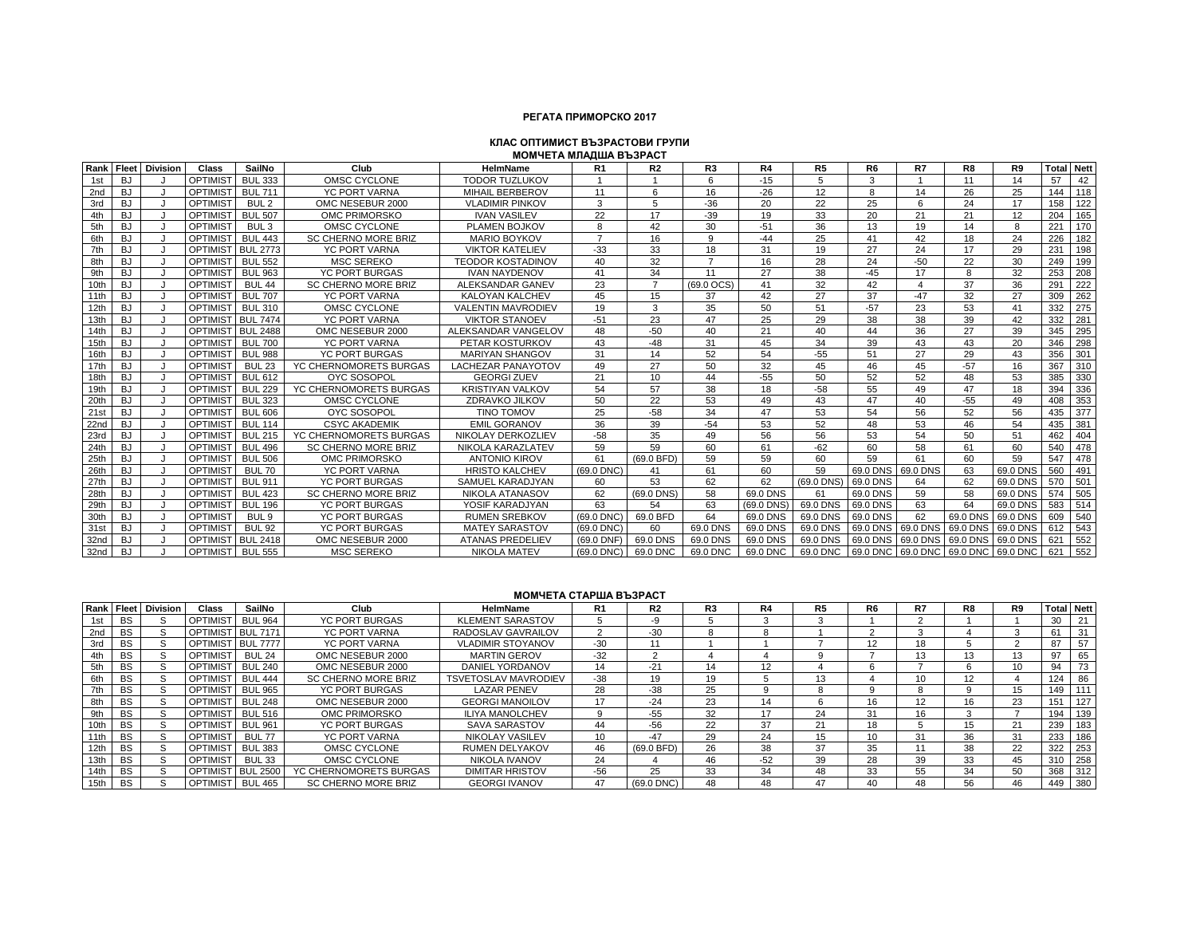# РЕГАТА ПРИМОРСКО 2017

## КЛАС ОПТИМИСТ ВЪЗРАСТОВИ ГРУПИ

### МОМЧЕТА МЛАДША ВЪЗРАСТ

| Rank | Fleet | Division | Class | SailNo | Club | HelmName | R1 | R2 | R3 | R4 | R5 | R6 | R7 | R8 | R9 | Total | Nett |
|---|---|---|---|---|---|---|---|---|---|---|---|---|---|---|---|---|---|
| 1st | BJ | J | OPTIMIST | BUL 333 | OMSC CYCLONE | TODOR TUZLUKOV | 1 | 1 | 6 | -15 | 5 | 3 | 1 | 11 | 14 | 57 | 42 |
| 2nd | BJ | J | OPTIMIST | BUL 711 | YC PORT VARNA | MIHAIL BERBEROV | 11 | 6 | 16 | -26 | 12 | 8 | 14 | 26 | 25 | 144 | 118 |
| 3rd | BJ | J | OPTIMIST | BUL 2 | OMC NESEBUR 2000 | VLADIMIR PINKOV | 3 | 5 | -36 | 20 | 22 | 25 | 6 | 24 | 17 | 158 | 122 |
| 4th | BJ | J | OPTIMIST | BUL 507 | OMC PRIMORSKO | IVAN VASILEV | 22 | 17 | -39 | 19 | 33 | 20 | 21 | 21 | 12 | 204 | 165 |
| 5th | BJ | J | OPTIMIST | BUL 3 | OMSC CYCLONE | PLAMEN BOJKOV | 8 | 42 | 30 | -51 | 36 | 13 | 19 | 14 | 8 | 221 | 170 |
| 6th | BJ | J | OPTIMIST | BUL 443 | SC CHERNO MORE BRIZ | MARIO BOYKOV | 7 | 16 | 9 | -44 | 25 | 41 | 42 | 18 | 24 | 226 | 182 |
| 7th | BJ | J | OPTIMIST | BUL 2773 | YC PORT VARNA | VIKTOR KATELIEV | -33 | 33 | 18 | 31 | 19 | 27 | 24 | 17 | 29 | 231 | 198 |
| 8th | BJ | J | OPTIMIST | BUL 552 | MSC SEREKO | TEODOR KOSTADINOV | 40 | 32 | 7 | 16 | 28 | 24 | -50 | 22 | 30 | 249 | 199 |
| 9th | BJ | J | OPTIMIST | BUL 963 | YC PORT BURGAS | IVAN NAYDENOV | 41 | 34 | 11 | 27 | 38 | -45 | 17 | 8 | 32 | 253 | 208 |
| 10th | BJ | J | OPTIMIST | BUL 44 | SC CHERNO MORE BRIZ | ALEKSANDAR GANEV | 23 | 7 | (69.0 OCS) | 41 | 32 | 42 | 4 | 37 | 36 | 291 | 222 |
| 11th | BJ | J | OPTIMIST | BUL 707 | YC PORT VARNA | KALOYAN KALCHEV | 45 | 15 | 37 | 42 | 27 | 37 | -47 | 32 | 27 | 309 | 262 |
| 12th | BJ | J | OPTIMIST | BUL 310 | OMSC CYCLONE | VALENTIN MAVRODIEV | 19 | 3 | 35 | 50 | 51 | -57 | 23 | 53 | 41 | 332 | 275 |
| 13th | BJ | J | OPTIMIST | BUL 7474 | YC PORT VARNA | VIKTOR STANOEV | -51 | 23 | 47 | 25 | 29 | 38 | 38 | 39 | 42 | 332 | 281 |
| 14th | BJ | J | OPTIMIST | BUL 2488 | OMC NESEBUR 2000 | ALEKSANDAR VANGELOV | 48 | -50 | 40 | 21 | 40 | 44 | 36 | 27 | 39 | 345 | 295 |
| 15th | BJ | J | OPTIMIST | BUL 700 | YC PORT VARNA | PETAR KOSTURKOV | 43 | -48 | 31 | 45 | 34 | 39 | 43 | 43 | 20 | 346 | 298 |
| 16th | BJ | J | OPTIMIST | BUL 988 | YC PORT BURGAS | MARIYAN SHANGOV | 31 | 14 | 52 | 54 | -55 | 51 | 27 | 29 | 43 | 356 | 301 |
| 17th | BJ | J | OPTIMIST | BUL 23 | YC CHERNOMORETS BURGAS | LACHEZAR PANAYOTOV | 49 | 27 | 50 | 32 | 45 | 46 | 45 | -57 | 16 | 367 | 310 |
| 18th | BJ | J | OPTIMIST | BUL 612 | OYC SOSOPOL | GEORGI ZUEV | 21 | 10 | 44 | -55 | 50 | 52 | 52 | 48 | 53 | 385 | 330 |
| 19th | BJ | J | OPTIMIST | BUL 229 | YC CHERNOMORETS BURGAS | KRISTIYAN VALKOV | 54 | 57 | 38 | 18 | -58 | 55 | 49 | 47 | 18 | 394 | 336 |
| 20th | BJ | J | OPTIMIST | BUL 323 | OMSC CYCLONE | ZDRAVKO JILKOV | 50 | 22 | 53 | 49 | 43 | 47 | 40 | -55 | 49 | 408 | 353 |
| 21st | BJ | J | OPTIMIST | BUL 606 | OYC SOSOPOL | TINO TOMOV | 25 | -58 | 34 | 47 | 53 | 54 | 56 | 52 | 56 | 435 | 377 |
| 22nd | BJ | J | OPTIMIST | BUL 114 | CSYC AKADEMIK | EMIL GORANOV | 36 | 39 | -54 | 53 | 52 | 48 | 53 | 46 | 54 | 435 | 381 |
| 23rd | BJ | J | OPTIMIST | BUL 215 | YC CHERNOMORETS BURGAS | NIKOLAY DERKOZLIEV | -58 | 35 | 49 | 56 | 56 | 53 | 54 | 50 | 51 | 462 | 404 |
| 24th | BJ | J | OPTIMIST | BUL 496 | SC CHERNO MORE BRIZ | NIKOLA KARAZLATEV | 59 | 59 | 60 | 61 | -62 | 60 | 58 | 61 | 60 | 540 | 478 |
| 25th | BJ | J | OPTIMIST | BUL 506 | OMC PRIMORSKO | ANTONIO KIROV | 61 | (69.0 BFD) | 59 | 59 | 60 | 59 | 61 | 60 | 59 | 547 | 478 |
| 26th | BJ | J | OPTIMIST | BUL 70 | YC PORT VARNA | HRISTO KALCHEV | (69.0 DNC) | 41 | 61 | 60 | 59 | 69.0 DNS | 69.0 DNS | 63 | 69.0 DNS | 560 | 491 |
| 27th | BJ | J | OPTIMIST | BUL 911 | YC PORT BURGAS | SAMUEL KARADJYAN | 60 | 53 | 62 | 62 | (69.0 DNS) | 69.0 DNS | 64 | 62 | 69.0 DNS | 570 | 501 |
| 28th | BJ | J | OPTIMIST | BUL 423 | SC CHERNO MORE BRIZ | NIKOLA ATANASOV | 62 | (69.0 DNS) | 58 | 69.0 DNS | 61 | 69.0 DNS | 59 | 58 | 69.0 DNS | 574 | 505 |
| 29th | BJ | J | OPTIMIST | BUL 196 | YC PORT BURGAS | YOSIF KARADJYAN | 63 | 54 | 63 | (69.0 DNS) | 69.0 DNS | 69.0 DNS | 63 | 64 | 69.0 DNS | 583 | 514 |
| 30th | BJ | J | OPTIMIST | BUL 9 | YC PORT BURGAS | RUMEN SREBKOV | (69.0 DNC) | 69.0 BFD | 64 | 69.0 DNS | 69.0 DNS | 69.0 DNS | 62 | 69.0 DNS | 69.0 DNS | 609 | 540 |
| 31st | BJ | J | OPTIMIST | BUL 92 | YC PORT BURGAS | MATEY SARASTOV | (69.0 DNC) | 60 | 69.0 DNS | 69.0 DNS | 69.0 DNS | 69.0 DNS | 69.0 DNS | 69.0 DNS | 69.0 DNS | 612 | 543 |
| 32nd | BJ | J | OPTIMIST | BUL 2418 | OMC NESEBUR 2000 | ATANAS PREDELIEV | (69.0 DNF) | 69.0 DNS | 69.0 DNS | 69.0 DNS | 69.0 DNS | 69.0 DNS | 69.0 DNS | 69.0 DNS | 69.0 DNS | 621 | 552 |
| 32nd | BJ | J | OPTIMIST | BUL 555 | MSC SEREKO | NIKOLA MATEV | (69.0 DNC) | 69.0 DNC | 69.0 DNC | 69.0 DNC | 69.0 DNC | 69.0 DNC | 69.0 DNC | 69.0 DNC | 69.0 DNC | 621 | 552 |

### МОМЧЕТА СТАРША ВЪЗРАСТ

| Rank | Fleet | Division | Class | SailNo | Club | HelmName | R1 | R2 | R3 | R4 | R5 | R6 | R7 | R8 | R9 | Total | Nett |
|---|---|---|---|---|---|---|---|---|---|---|---|---|---|---|---|---|---|
| 1st | BS | S | OPTIMIST | BUL 964 | YC PORT BURGAS | KLEMENT SARASTOV | 5 | -9 | 5 | 3 | 3 | 1 | 2 | 1 | 1 | 30 | 21 |
| 2nd | BS | S | OPTIMIST | BUL 7171 | YC PORT VARNA | RADOSLAV GAVRAILOV | 2 | -30 | 8 | 8 | 1 | 2 | 3 | 4 | 3 | 61 | 31 |
| 3rd | BS | S | OPTIMIST | BUL 7777 | YC PORT VARNA | VLADIMIR STOYANOV | -30 | 11 | 1 | 1 | 7 | 12 | 18 | 5 | 2 | 87 | 57 |
| 4th | BS | S | OPTIMIST | BUL 24 | OMC NESEBUR 2000 | MARTIN GEROV | -32 | 2 | 4 | 4 | 9 | 7 | 13 | 13 | 13 | 97 | 65 |
| 5th | BS | S | OPTIMIST | BUL 240 | OMC NESEBUR 2000 | DANIEL YORDANOV | 14 | -21 | 14 | 12 | 4 | 6 | 7 | 6 | 10 | 94 | 73 |
| 6th | BS | S | OPTIMIST | BUL 444 | SC CHERNO MORE BRIZ | TSVETOSLAV MAVRODIEV | -38 | 19 | 19 | 5 | 13 | 4 | 10 | 12 | 4 | 124 | 86 |
| 7th | BS | S | OPTIMIST | BUL 965 | YC PORT BURGAS | LAZAR PENEV | 28 | -38 | 25 | 9 | 8 | 9 | 8 | 9 | 15 | 149 | 111 |
| 8th | BS | S | OPTIMIST | BUL 248 | OMC NESEBUR 2000 | GEORGI MANOILOV | 17 | -24 | 23 | 14 | 6 | 16 | 12 | 16 | 23 | 151 | 127 |
| 9th | BS | S | OPTIMIST | BUL 516 | OMC PRIMORSKO | ILIYA MANOLCHEV | 9 | -55 | 32 | 17 | 24 | 31 | 16 | 3 | 7 | 194 | 139 |
| 10th | BS | S | OPTIMIST | BUL 961 | YC PORT BURGAS | SAVA SARASTOV | 44 | -56 | 22 | 37 | 21 | 18 | 5 | 15 | 21 | 239 | 183 |
| 11th | BS | S | OPTIMIST | BUL 77 | YC PORT VARNA | NIKOLAY VASILEV | 10 | -47 | 29 | 24 | 15 | 10 | 31 | 36 | 31 | 233 | 186 |
| 12th | BS | S | OPTIMIST | BUL 383 | OMSC CYCLONE | RUMEN DELYAKOV | 46 | (69.0 BFD) | 26 | 38 | 37 | 35 | 11 | 38 | 22 | 322 | 253 |
| 13th | BS | S | OPTIMIST | BUL 33 | OMSC CYCLONE | NIKOLA IVANOV | 24 | 4 | 46 | -52 | 39 | 28 | 39 | 33 | 45 | 310 | 258 |
| 14th | BS | S | OPTIMIST | BUL 2500 | YC CHERNOMORETS BURGAS | DIMITAR HRISTOV | -56 | 25 | 33 | 34 | 48 | 33 | 55 | 34 | 50 | 368 | 312 |
| 15th | BS | S | OPTIMIST | BUL 465 | SC CHERNO MORE BRIZ | GEORGI IVANOV | 47 | (69.0 DNC) | 48 | 48 | 47 | 40 | 48 | 56 | 46 | 449 | 380 |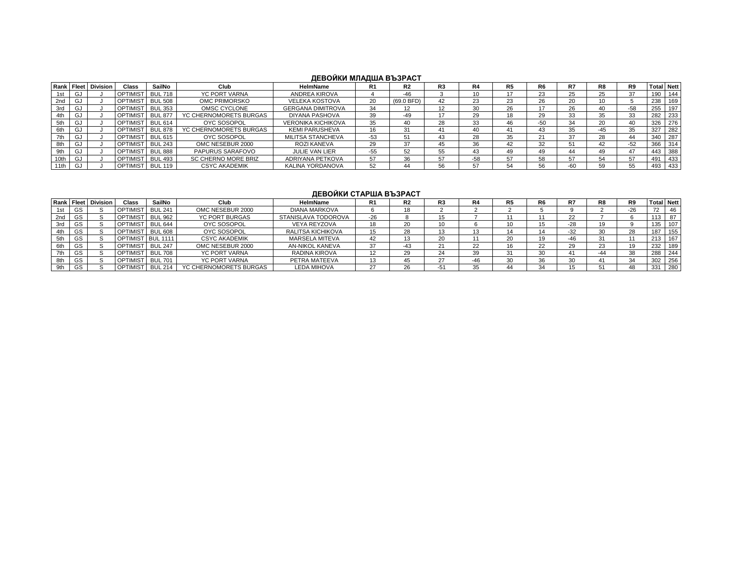## ДЕВОЙКИ МЛАДША ВЪЗРАСТ

| Rank | Fleet | Division | Class | SailNo | Club | HelmName | R1 | R2 | R3 | R4 | R5 | R6 | R7 | R8 | R9 | Total | Nett |
|---|---|---|---|---|---|---|---|---|---|---|---|---|---|---|---|---|---|
| 1st | GJ | J | OPTIMIST | BUL 718 | YC PORT VARNA | ANDREA KIROVA | 4 | -46 | 3 | 10 | 17 | 23 | 25 | 25 | 37 | 190 | 144 |
| 2nd | GJ | J | OPTIMIST | BUL 508 | OMC PRIMORSKO | VELEKA KOSTOVA | 20 | (69.0 BFD) | 42 | 23 | 23 | 26 | 20 | 10 | 5 | 238 | 169 |
| 3rd | GJ | J | OPTIMIST | BUL 353 | OMSC CYCLONE | GERGANA DIMITROVA | 34 | 12 | 12 | 30 | 26 | 17 | 26 | 40 | -58 | 255 | 197 |
| 4th | GJ | J | OPTIMIST | BUL 877 | YC CHERNOMORETS BURGAS | DIYANA PASHOVA | 39 | -49 | 17 | 29 | 18 | 29 | 33 | 35 | 33 | 282 | 233 |
| 5th | GJ | J | OPTIMIST | BUL 614 | OYC SOSOPOL | VERONIKA KICHIKOVA | 35 | 40 | 28 | 33 | 46 | -50 | 34 | 20 | 40 | 326 | 276 |
| 6th | GJ | J | OPTIMIST | BUL 878 | YC CHERNOMORETS BURGAS | KEMI PARUSHEVA | 16 | 31 | 41 | 40 | 41 | 43 | 35 | -45 | 35 | 327 | 282 |
| 7th | GJ | J | OPTIMIST | BUL 615 | OYC SOSOPOL | MILITSA STANCHEVA | -53 | 51 | 43 | 28 | 35 | 21 | 37 | 28 | 44 | 340 | 287 |
| 8th | GJ | J | OPTIMIST | BUL 243 | OMC NESEBUR 2000 | ROZI KANEVA | 29 | 37 | 45 | 36 | 42 | 32 | 51 | 42 | -52 | 366 | 314 |
| 9th | GJ | J | OPTIMIST | BUL 888 | PAPURUS SARAFOVO | JULIE VAN LIER | -55 | 52 | 55 | 43 | 49 | 49 | 44 | 49 | 47 | 443 | 388 |
| 10th | GJ | J | OPTIMIST | BUL 493 | SC CHERNO MORE BRIZ | ADRIYANA PETKOVA | 57 | 36 | 57 | -58 | 57 | 58 | 57 | 54 | 57 | 491 | 433 |
| 11th | GJ | J | OPTIMIST | BUL 119 | CSYC AKADEMIK | KALINA YORDANOVA | 52 | 44 | 56 | 57 | 54 | 56 | -60 | 59 | 55 | 493 | 433 |

## ДЕВОЙКИ СТАРША ВЪЗРАСТ

| Rank | Fleet | Division | Class | SailNo | Club | HelmName | R1 | R2 | R3 | R4 | R5 | R6 | R7 | R8 | R9 | Total | Nett |
|---|---|---|---|---|---|---|---|---|---|---|---|---|---|---|---|---|---|
| 1st | GS | S | OPTIMIST | BUL 241 | OMC NESEBUR 2000 | DIANA MARKOVA | 6 | 18 | 2 | 2 | 2 | 5 | 9 | 2 | -26 | 72 | 46 |
| 2nd | GS | S | OPTIMIST | BUL 962 | YC PORT BURGAS | STANISLAVA TODOROVA | -26 | 8 | 15 | 7 | 11 | 11 | 22 | 7 | 6 | 113 | 87 |
| 3rd | GS | S | OPTIMIST | BUL 644 | OYC SOSOPOL | VEYA REYZOVA | 18 | 20 | 10 | 6 | 10 | 15 | -28 | 19 | 9 | 135 | 107 |
| 4th | GS | S | OPTIMIST | BUL 608 | OYC SOSOPOL | RALITSA KICHIKOVA | 15 | 28 | 13 | 13 | 14 | 14 | -32 | 30 | 28 | 187 | 155 |
| 5th | GS | S | OPTIMIST | BUL 1111 | CSYC AKADEMIK | MARSELA MITEVA | 42 | 13 | 20 | 11 | 20 | 19 | -46 | 31 | 11 | 213 | 167 |
| 6th | GS | S | OPTIMIST | BUL 247 | OMC NESEBUR 2000 | AN-NIKOL KANEVA | 37 | -43 | 21 | 22 | 16 | 22 | 29 | 23 | 19 | 232 | 189 |
| 7th | GS | S | OPTIMIST | BUL 708 | YC PORT VARNA | RADINA KIROVA | 12 | 29 | 24 | 39 | 31 | 30 | 41 | -44 | 38 | 288 | 244 |
| 8th | GS | S | OPTIMIST | BUL 701 | YC PORT VARNA | PETRA MATEEVA | 13 | 45 | 27 | -46 | 30 | 36 | 30 | 41 | 34 | 302 | 256 |
| 9th | GS | S | OPTIMIST | BUL 214 | YC CHERNOMORETS BURGAS | LEDA MIHOVA | 27 | 26 | -51 | 35 | 44 | 34 | 15 | 51 | 48 | 331 | 280 |